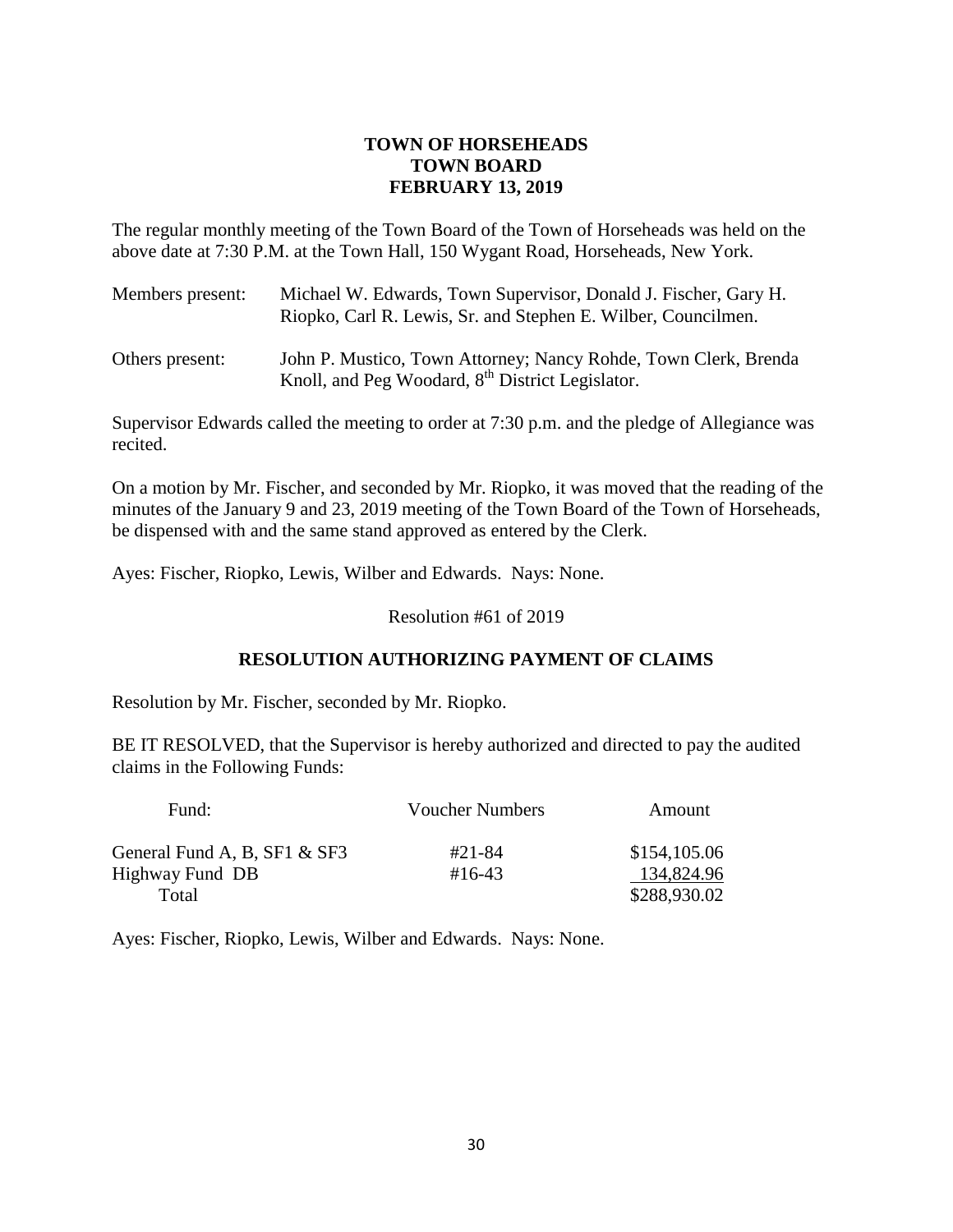# TOWN OF HORSEHEADS
# TOWN BOARD
# FEBRUARY 13, 2019

The regular monthly meeting of the Town Board of the Town of Horseheads was held on the above date at 7:30 P.M. at the Town Hall, 150 Wygant Road, Horseheads, New York.

Members present: Michael W. Edwards, Town Supervisor, Donald J. Fischer, Gary H. Riopko, Carl R. Lewis, Sr. and Stephen E. Wilber, Councilmen.

Others present: John P. Mustico, Town Attorney; Nancy Rohde, Town Clerk, Brenda Knoll, and Peg Woodard, 8th District Legislator.

Supervisor Edwards called the meeting to order at 7:30 p.m. and the pledge of Allegiance was recited.

On a motion by Mr. Fischer, and seconded by Mr. Riopko, it was moved that the reading of the minutes of the January 9 and 23, 2019 meeting of the Town Board of the Town of Horseheads, be dispensed with and the same stand approved as entered by the Clerk.

Ayes: Fischer, Riopko, Lewis, Wilber and Edwards. Nays: None.

Resolution #61 of 2019

**RESOLUTION AUTHORIZING PAYMENT OF CLAIMS**

Resolution by Mr. Fischer, seconded by Mr. Riopko.

BE IT RESOLVED, that the Supervisor is hereby authorized and directed to pay the audited claims in the Following Funds:

| Fund: | Voucher Numbers | Amount |
|---|---|---|
| General Fund A, B, SF1 & SF3 | #21-84 | $154,105.06 |
| Highway Fund DB | #16-43 | 134,824.96 |
| Total | | $288,930.02 |

Ayes: Fischer, Riopko, Lewis, Wilber and Edwards. Nays: None.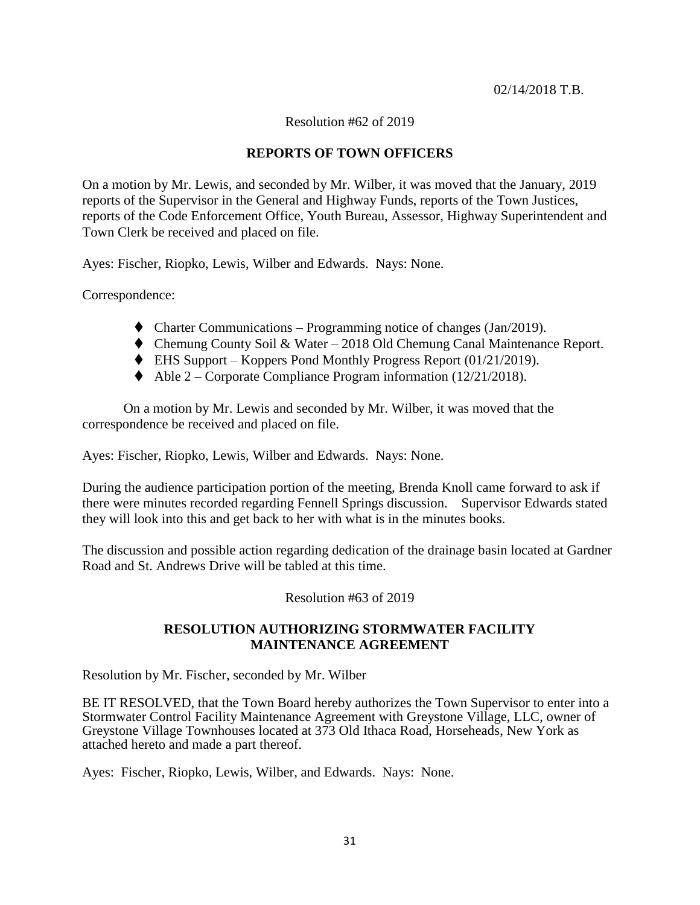02/14/2018 T.B.

Resolution #62 of 2019

**REPORTS OF TOWN OFFICERS**

On a motion by Mr. Lewis, and seconded by Mr. Wilber, it was moved that the January, 2019 reports of the Supervisor in the General and Highway Funds, reports of the Town Justices, reports of the Code Enforcement Office, Youth Bureau, Assessor, Highway Superintendent and Town Clerk be received and placed on file.

Ayes: Fischer, Riopko, Lewis, Wilber and Edwards. Nays: None.

Correspondence:

- Charter Communications – Programming notice of changes (Jan/2019).
- Chemung County Soil & Water – 2018 Old Chemung Canal Maintenance Report.
- EHS Support – Koppers Pond Monthly Progress Report (01/21/2019).
- Able 2 – Corporate Compliance Program information (12/21/2018).

On a motion by Mr. Lewis and seconded by Mr. Wilber, it was moved that the correspondence be received and placed on file.

Ayes: Fischer, Riopko, Lewis, Wilber and Edwards. Nays: None.

During the audience participation portion of the meeting, Brenda Knoll came forward to ask if there were minutes recorded regarding Fennell Springs discussion. Supervisor Edwards stated they will look into this and get back to her with what is in the minutes books.

The discussion and possible action regarding dedication of the drainage basin located at Gardner Road and St. Andrews Drive will be tabled at this time.

Resolution #63 of 2019

**RESOLUTION AUTHORIZING STORMWATER FACILITY MAINTENANCE AGREEMENT**

Resolution by Mr. Fischer, seconded by Mr. Wilber

BE IT RESOLVED, that the Town Board hereby authorizes the Town Supervisor to enter into a Stormwater Control Facility Maintenance Agreement with Greystone Village, LLC, owner of Greystone Village Townhouses located at 373 Old Ithaca Road, Horseheads, New York as attached hereto and made a part thereof.

Ayes: Fischer, Riopko, Lewis, Wilber, and Edwards. Nays: None.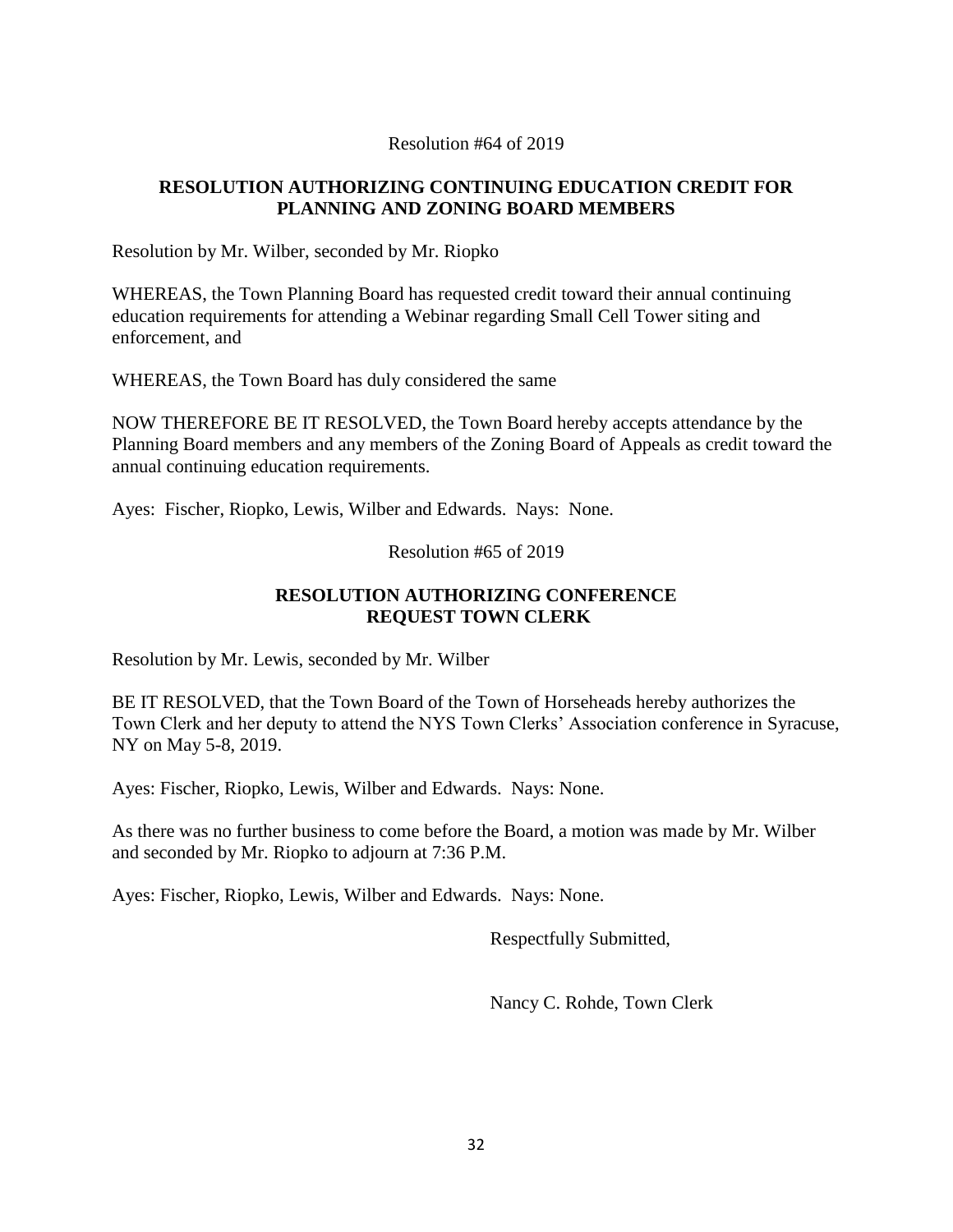Resolution #64 of 2019

**RESOLUTION AUTHORIZING CONTINUING EDUCATION CREDIT FOR PLANNING AND ZONING BOARD MEMBERS**

Resolution by Mr. Wilber, seconded by Mr. Riopko

WHEREAS, the Town Planning Board has requested credit toward their annual continuing education requirements for attending a Webinar regarding Small Cell Tower siting and enforcement, and

WHEREAS, the Town Board has duly considered the same

NOW THEREFORE BE IT RESOLVED, the Town Board hereby accepts attendance by the Planning Board members and any members of the Zoning Board of Appeals as credit toward the annual continuing education requirements.

Ayes: Fischer, Riopko, Lewis, Wilber and Edwards. Nays: None.

Resolution #65 of 2019

**RESOLUTION AUTHORIZING CONFERENCE REQUEST TOWN CLERK**

Resolution by Mr. Lewis, seconded by Mr. Wilber

BE IT RESOLVED, that the Town Board of the Town of Horseheads hereby authorizes the Town Clerk and her deputy to attend the NYS Town Clerks' Association conference in Syracuse, NY on May 5-8, 2019.

Ayes: Fischer, Riopko, Lewis, Wilber and Edwards. Nays: None.

As there was no further business to come before the Board, a motion was made by Mr. Wilber and seconded by Mr. Riopko to adjourn at 7:36 P.M.

Ayes: Fischer, Riopko, Lewis, Wilber and Edwards. Nays: None.

Respectfully Submitted,

Nancy C. Rohde, Town Clerk